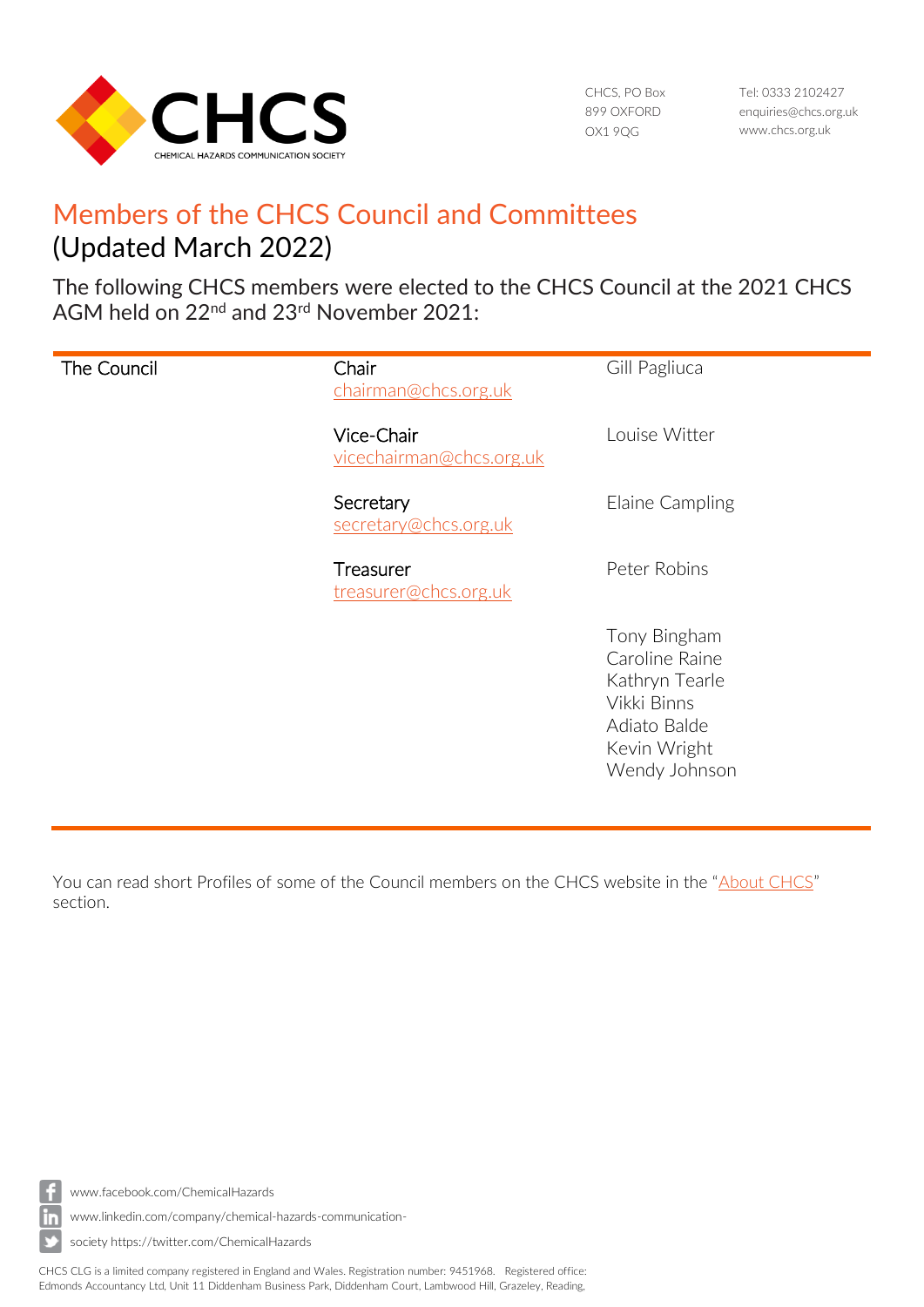CHCS
CHEMICAL HAZARDS COMMUNICATION SOCIETY

CHCS, PO Box
899 OXFORD
OX1 9QG

Tel: 0333 2102427
enquiries@chcs.org.uk
www.chcs.org.uk

# Members of the CHCS Council and Committees

## (Updated March 2022)

The following CHCS members were elected to the CHCS Council at the 2021 CHCS AGM held on 22nd and 23rd November 2021:

| The Council | Role | Name |
|---|---|---|
| | Chair<br>chairman@chcs.org.uk | Gill Pagliuca |
| | Vice-Chair<br>vicechairman@chcs.org.uk | Louise Witter |
| | Secretary<br>secretary@chcs.org.uk | Elaine Campling |
| | Treasurer<br>treasurer@chcs.org.uk | Peter Robins |
| | | Tony Bingham<br>Caroline Raine<br>Kathryn Tearle<br>Vikki Binns<br>Adiato Balde<br>Kevin Wright<br>Wendy Johnson |

You can read short Profiles of some of the Council members on the CHCS website in the "About CHCS" section.

www.facebook.com/ChemicalHazards
www.linkedin.com/company/chemical-hazards-communication-society https://twitter.com/ChemicalHazards

CHCS CLG is a limited company registered in England and Wales. Registration number: 9451968. Registered office: Edmonds Accountancy Ltd, Unit 11 Diddenham Business Park, Diddenham Court, Lambwood Hill, Grazeley, Reading,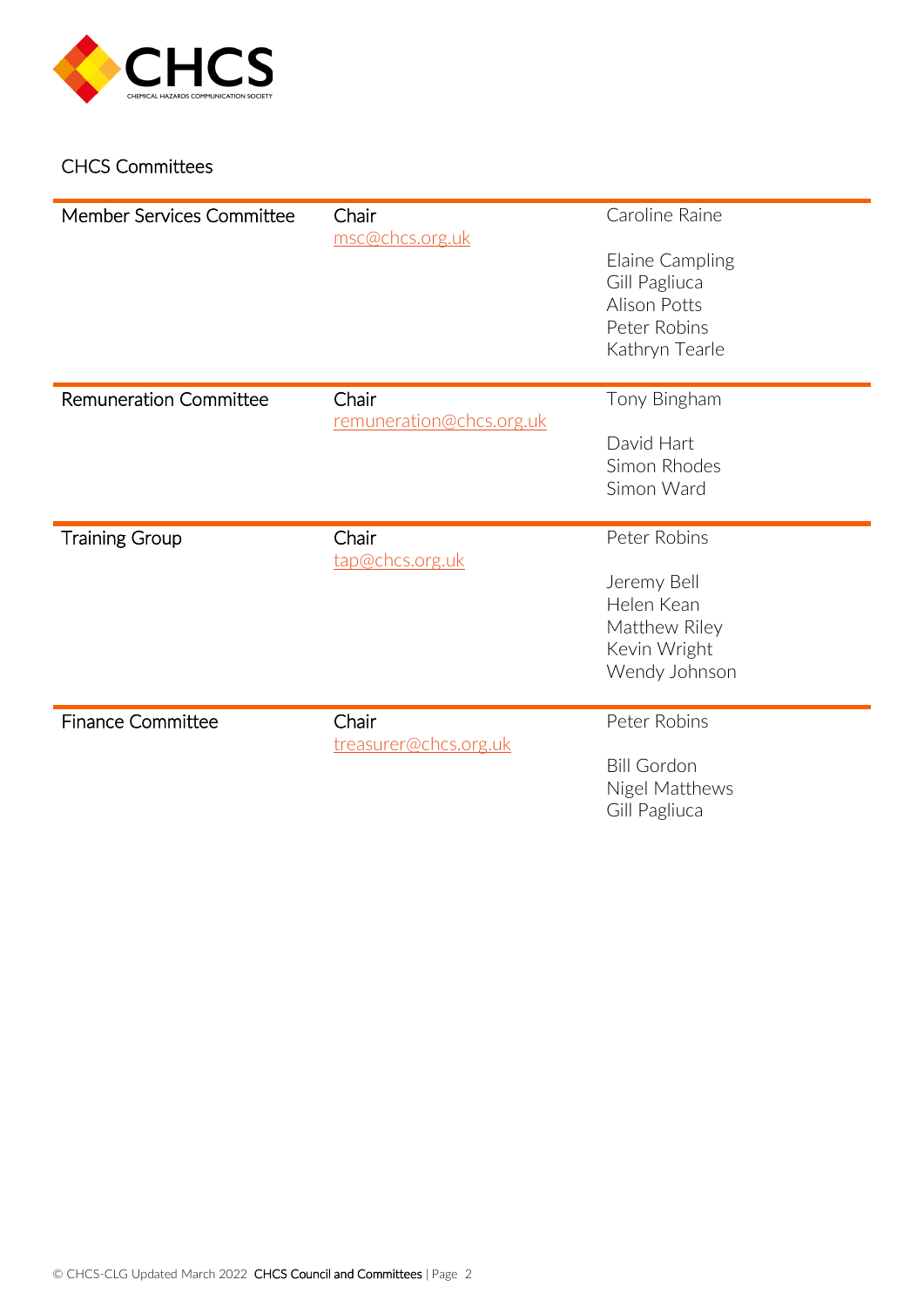CHCS Committees

| | | |
|---|---|---|
| Member Services Committee | Chair<br>msc@chcs.org.uk | Caroline Raine<br><br>Elaine Campling<br>Gill Pagliuca<br>Alison Potts<br>Peter Robins<br>Kathryn Tearle |
| Remuneration Committee | Chair<br>remuneration@chcs.org.uk | Tony Bingham<br><br>David Hart<br>Simon Rhodes<br>Simon Ward |
| Training Group | Chair<br>tap@chcs.org.uk | Peter Robins<br><br>Jeremy Bell<br>Helen Kean<br>Matthew Riley<br>Kevin Wright<br>Wendy Johnson |
| Finance Committee | Chair<br>treasurer@chcs.org.uk | Peter Robins<br><br>Bill Gordon<br>Nigel Matthews<br>Gill Pagliuca |